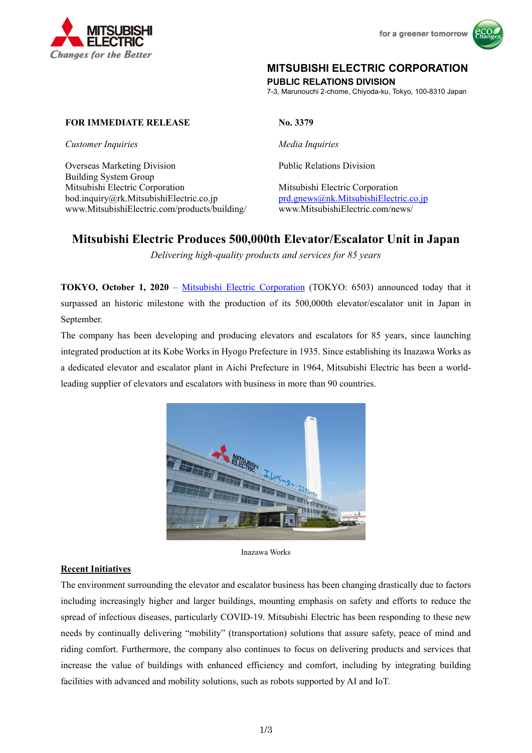MITSUBISHI ELECTRIC
*Changes for the Better*

for a greener tomorrow

**MITSUBISHI ELECTRIC CORPORATION**
**PUBLIC RELATIONS DIVISION**
7-3, Marunouchi 2-chome, Chiyoda-ku, Tokyo, 100-8310 Japan

**FOR IMMEDIATE RELEASE**

**No. 3379**

*Customer Inquiries*

Overseas Marketing Division
Building System Group
Mitsubishi Electric Corporation
bod.inquiry@rk.MitsubishiElectric.co.jp
www.MitsubishiElectric.com/products/building/

*Media Inquiries*

Public Relations Division

Mitsubishi Electric Corporation
prd.gnews@nk.MitsubishiElectric.co.jp
www.MitsubishiElectric.com/news/

# Mitsubishi Electric Produces 500,000th Elevator/Escalator Unit in Japan

*Delivering high-quality products and services for 85 years*

**TOKYO, October 1, 2020** – Mitsubishi Electric Corporation (TOKYO: 6503) announced today that it surpassed an historic milestone with the production of its 500,000th elevator/escalator unit in Japan in September.

The company has been developing and producing elevators and escalators for 85 years, since launching integrated production at its Kobe Works in Hyogo Prefecture in 1935. Since establishing its Inazawa Works as a dedicated elevator and escalator plant in Aichi Prefecture in 1964, Mitsubishi Electric has been a world-leading supplier of elevators and escalators with business in more than 90 countries.

Inazawa Works

## Recent Initiatives

The environment surrounding the elevator and escalator business has been changing drastically due to factors including increasingly higher and larger buildings, mounting emphasis on safety and efforts to reduce the spread of infectious diseases, particularly COVID-19. Mitsubishi Electric has been responding to these new needs by continually delivering "mobility" (transportation) solutions that assure safety, peace of mind and riding comfort. Furthermore, the company also continues to focus on delivering products and services that increase the value of buildings with enhanced efficiency and comfort, including by integrating building facilities with advanced and mobility solutions, such as robots supported by AI and IoT.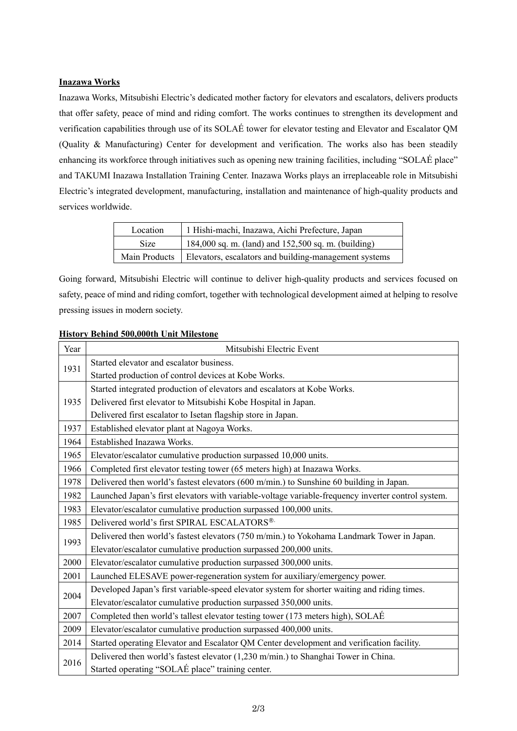**Inazawa Works**

Inazawa Works, Mitsubishi Electric's dedicated mother factory for elevators and escalators, delivers products that offer safety, peace of mind and riding comfort. The works continues to strengthen its development and verification capabilities through use of its SOLAÉ tower for elevator testing and Elevator and Escalator QM (Quality & Manufacturing) Center for development and verification. The works also has been steadily enhancing its workforce through initiatives such as opening new training facilities, including "SOLAÉ place" and TAKUMI Inazawa Installation Training Center. Inazawa Works plays an irreplaceable role in Mitsubishi Electric's integrated development, manufacturing, installation and maintenance of high-quality products and services worldwide.

| Location | 1 Hishi-machi, Inazawa, Aichi Prefecture, Japan |
|---|---|
| Size | 184,000 sq. m. (land) and 152,500 sq. m. (building) |
| Main Products | Elevators, escalators and building-management systems |

Going forward, Mitsubishi Electric will continue to deliver high-quality products and services focused on safety, peace of mind and riding comfort, together with technological development aimed at helping to resolve pressing issues in modern society.

**History Behind 500,000th Unit Milestone**

| Year | Mitsubishi Electric Event |
|---|---|
| 1931 | Started elevator and escalator business.<br>Started production of control devices at Kobe Works. |
| 1935 | Started integrated production of elevators and escalators at Kobe Works.<br>Delivered first elevator to Mitsubishi Kobe Hospital in Japan.<br>Delivered first escalator to Isetan flagship store in Japan. |
| 1937 | Established elevator plant at Nagoya Works. |
| 1964 | Established Inazawa Works. |
| 1965 | Elevator/escalator cumulative production surpassed 10,000 units. |
| 1966 | Completed first elevator testing tower (65 meters high) at Inazawa Works. |
| 1978 | Delivered then world's fastest elevators (600 m/min.) to Sunshine 60 building in Japan. |
| 1982 | Launched Japan's first elevators with variable-voltage variable-frequency inverter control system. |
| 1983 | Elevator/escalator cumulative production surpassed 100,000 units. |
| 1985 | Delivered world's first SPIRAL ESCALATORS®. |
| 1993 | Delivered then world's fastest elevators (750 m/min.) to Yokohama Landmark Tower in Japan.<br>Elevator/escalator cumulative production surpassed 200,000 units. |
| 2000 | Elevator/escalator cumulative production surpassed 300,000 units. |
| 2001 | Launched ELESAVE power-regeneration system for auxiliary/emergency power. |
| 2004 | Developed Japan's first variable-speed elevator system for shorter waiting and riding times.<br>Elevator/escalator cumulative production surpassed 350,000 units. |
| 2007 | Completed then world's tallest elevator testing tower (173 meters high), SOLAÉ |
| 2009 | Elevator/escalator cumulative production surpassed 400,000 units. |
| 2014 | Started operating Elevator and Escalator QM Center development and verification facility. |
| 2016 | Delivered then world's fastest elevator (1,230 m/min.) to Shanghai Tower in China.<br>Started operating "SOLAÉ place" training center. |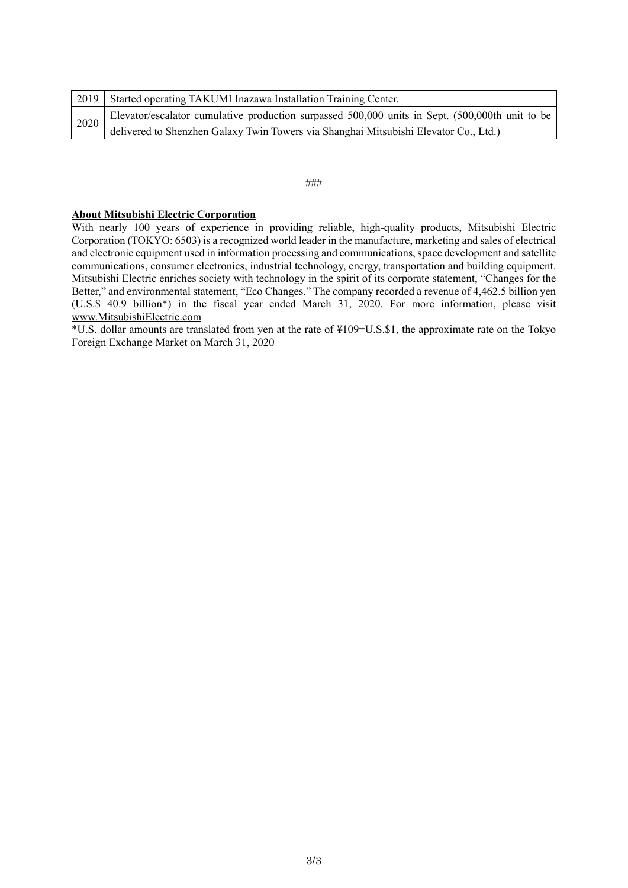| | |
|---|---|
| 2019 | Started operating TAKUMI Inazawa Installation Training Center. |
| 2020 | Elevator/escalator cumulative production surpassed 500,000 units in Sept. (500,000th unit to be delivered to Shenzhen Galaxy Twin Towers via Shanghai Mitsubishi Elevator Co., Ltd.) |

###

**About Mitsubishi Electric Corporation**

With nearly 100 years of experience in providing reliable, high-quality products, Mitsubishi Electric Corporation (TOKYO: 6503) is a recognized world leader in the manufacture, marketing and sales of electrical and electronic equipment used in information processing and communications, space development and satellite communications, consumer electronics, industrial technology, energy, transportation and building equipment. Mitsubishi Electric enriches society with technology in the spirit of its corporate statement, "Changes for the Better," and environmental statement, "Eco Changes." The company recorded a revenue of 4,462.5 billion yen (U.S.$ 40.9 billion*) in the fiscal year ended March 31, 2020. For more information, please visit www.MitsubishiElectric.com

*U.S. dollar amounts are translated from yen at the rate of ¥109=U.S.$1, the approximate rate on the Tokyo Foreign Exchange Market on March 31, 2020